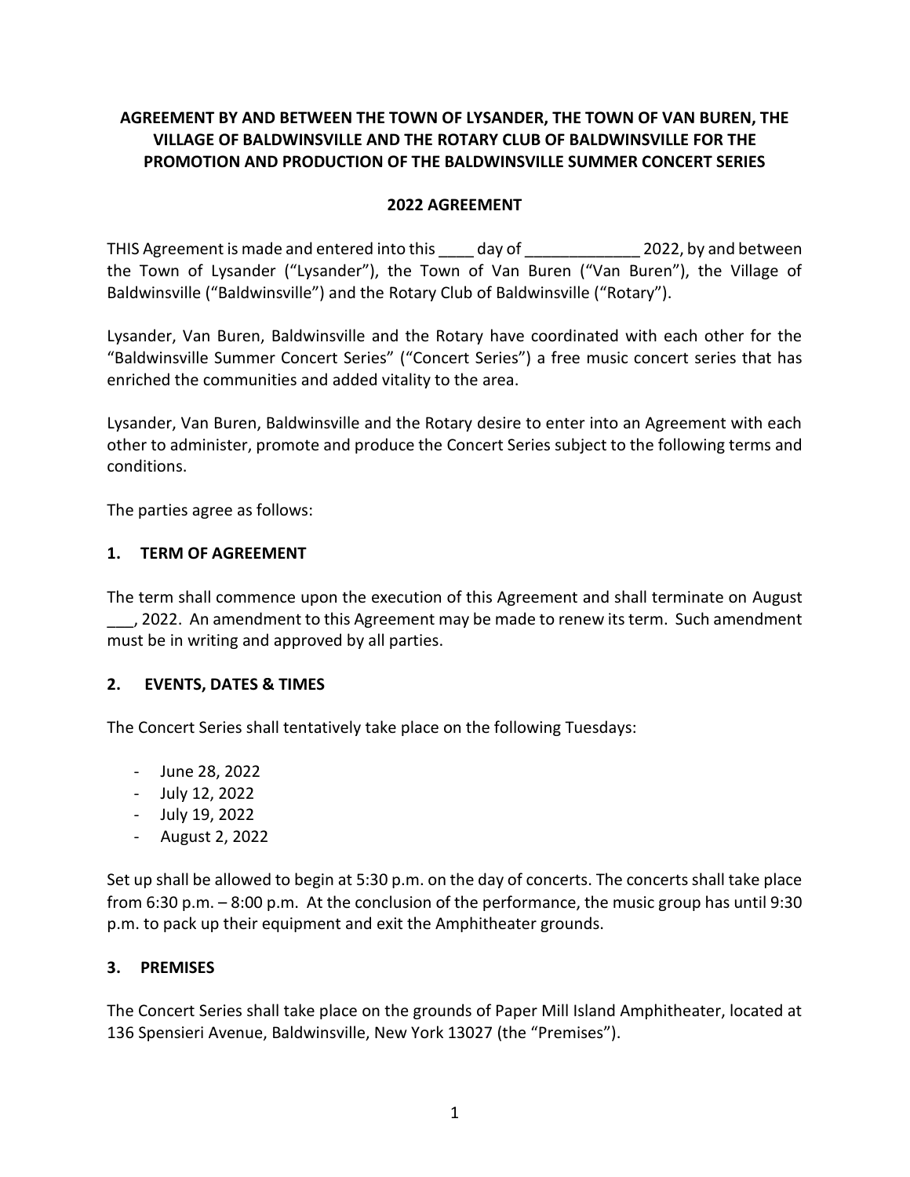**AGREEMENT BY AND BETWEEN THE TOWN OF LYSANDER, THE TOWN OF VAN BUREN, THE VILLAGE OF BALDWINSVILLE AND THE ROTARY CLUB OF BALDWINSVILLE FOR THE PROMOTION AND PRODUCTION OF THE BALDWINSVILLE SUMMER CONCERT SERIES**

**2022 AGREEMENT**

THIS Agreement is made and entered into this ____ day of _____________ 2022, by and between the Town of Lysander ("Lysander"), the Town of Van Buren ("Van Buren"), the Village of Baldwinsville ("Baldwinsville") and the Rotary Club of Baldwinsville ("Rotary").

Lysander, Van Buren, Baldwinsville and the Rotary have coordinated with each other for the "Baldwinsville Summer Concert Series" ("Concert Series") a free music concert series that has enriched the communities and added vitality to the area.

Lysander, Van Buren, Baldwinsville and the Rotary desire to enter into an Agreement with each other to administer, promote and produce the Concert Series subject to the following terms and conditions.

The parties agree as follows:

## 1. TERM OF AGREEMENT

The term shall commence upon the execution of this Agreement and shall terminate on August ___, 2022. An amendment to this Agreement may be made to renew its term. Such amendment must be in writing and approved by all parties.

## 2. EVENTS, DATES & TIMES

The Concert Series shall tentatively take place on the following Tuesdays:

- June 28, 2022
- July 12, 2022
- July 19, 2022
- August 2, 2022

Set up shall be allowed to begin at 5:30 p.m. on the day of concerts. The concerts shall take place from 6:30 p.m. – 8:00 p.m. At the conclusion of the performance, the music group has until 9:30 p.m. to pack up their equipment and exit the Amphitheater grounds.

## 3. PREMISES

The Concert Series shall take place on the grounds of Paper Mill Island Amphitheater, located at 136 Spensieri Avenue, Baldwinsville, New York 13027 (the "Premises").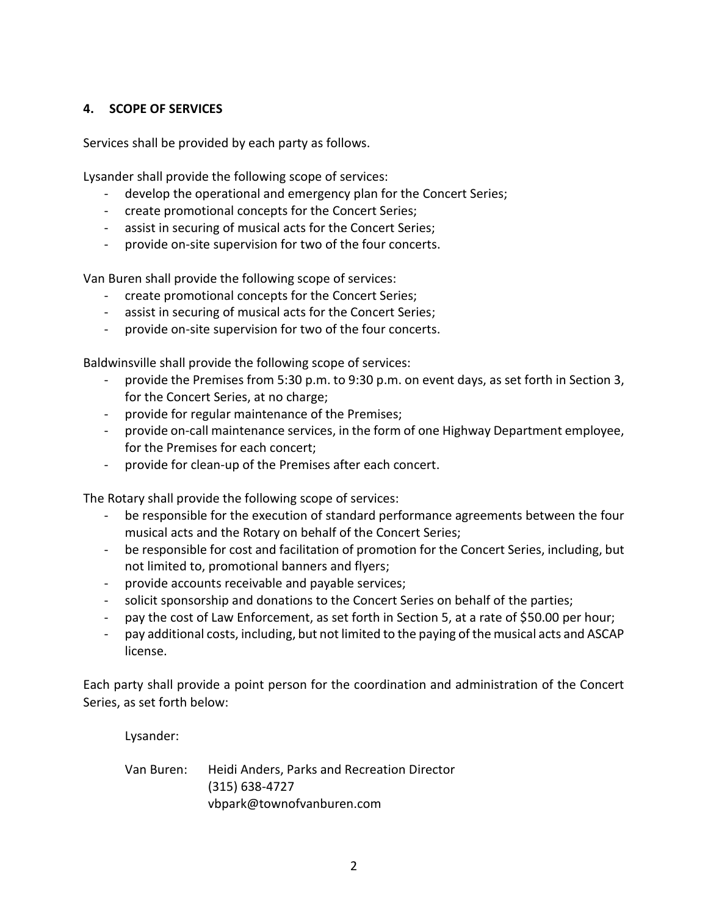## 4. SCOPE OF SERVICES

Services shall be provided by each party as follows.

Lysander shall provide the following scope of services:

- develop the operational and emergency plan for the Concert Series;
- create promotional concepts for the Concert Series;
- assist in securing of musical acts for the Concert Series;
- provide on-site supervision for two of the four concerts.

Van Buren shall provide the following scope of services:

- create promotional concepts for the Concert Series;
- assist in securing of musical acts for the Concert Series;
- provide on-site supervision for two of the four concerts.

Baldwinsville shall provide the following scope of services:

- provide the Premises from 5:30 p.m. to 9:30 p.m. on event days, as set forth in Section 3, for the Concert Series, at no charge;
- provide for regular maintenance of the Premises;
- provide on-call maintenance services, in the form of one Highway Department employee, for the Premises for each concert;
- provide for clean-up of the Premises after each concert.

The Rotary shall provide the following scope of services:

- be responsible for the execution of standard performance agreements between the four musical acts and the Rotary on behalf of the Concert Series;
- be responsible for cost and facilitation of promotion for the Concert Series, including, but not limited to, promotional banners and flyers;
- provide accounts receivable and payable services;
- solicit sponsorship and donations to the Concert Series on behalf of the parties;
- pay the cost of Law Enforcement, as set forth in Section 5, at a rate of $50.00 per hour;
- pay additional costs, including, but not limited to the paying of the musical acts and ASCAP license.

Each party shall provide a point person for the coordination and administration of the Concert Series, as set forth below:

Lysander:

Van Buren: Heidi Anders, Parks and Recreation Director
(315) 638-4727
vbpark@townofvanburen.com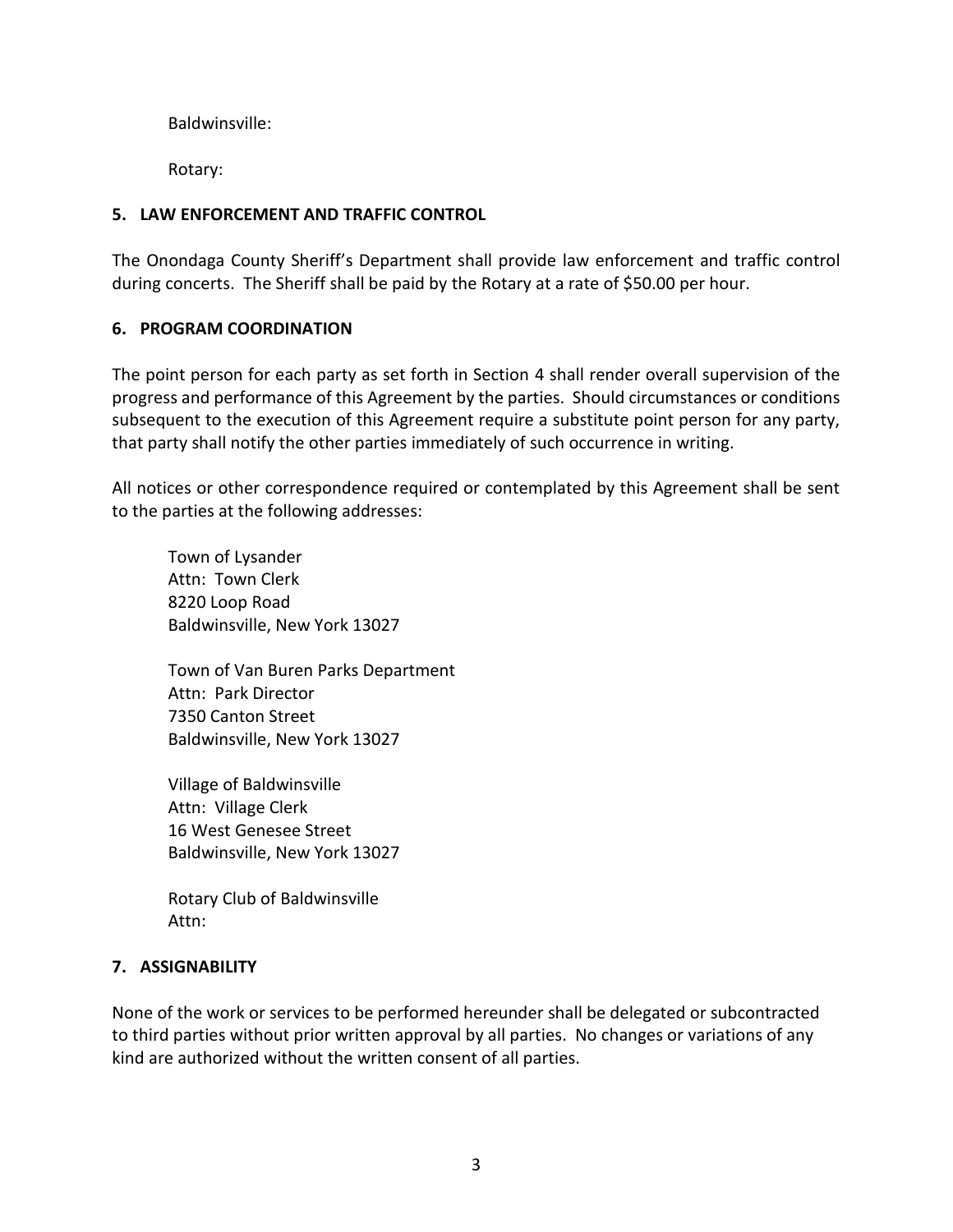Baldwinsville:

Rotary:

**5. LAW ENFORCEMENT AND TRAFFIC CONTROL**

The Onondaga County Sheriff's Department shall provide law enforcement and traffic control during concerts. The Sheriff shall be paid by the Rotary at a rate of $50.00 per hour.

**6. PROGRAM COORDINATION**

The point person for each party as set forth in Section 4 shall render overall supervision of the progress and performance of this Agreement by the parties. Should circumstances or conditions subsequent to the execution of this Agreement require a substitute point person for any party, that party shall notify the other parties immediately of such occurrence in writing.

All notices or other correspondence required or contemplated by this Agreement shall be sent to the parties at the following addresses:

Town of Lysander
Attn: Town Clerk
8220 Loop Road
Baldwinsville, New York 13027

Town of Van Buren Parks Department
Attn: Park Director
7350 Canton Street
Baldwinsville, New York 13027

Village of Baldwinsville
Attn: Village Clerk
16 West Genesee Street
Baldwinsville, New York 13027

Rotary Club of Baldwinsville
Attn:

**7. ASSIGNABILITY**

None of the work or services to be performed hereunder shall be delegated or subcontracted to third parties without prior written approval by all parties. No changes or variations of any kind are authorized without the written consent of all parties.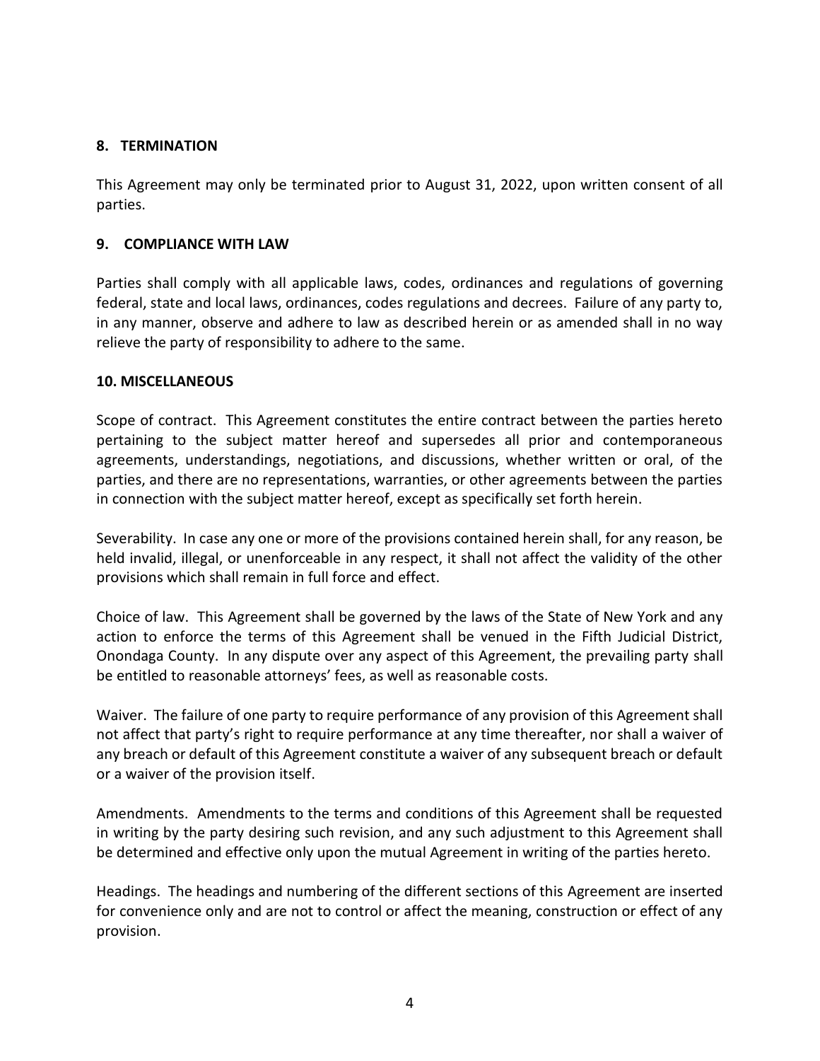## 8. TERMINATION

This Agreement may only be terminated prior to August 31, 2022, upon written consent of all parties.

## 9. COMPLIANCE WITH LAW

Parties shall comply with all applicable laws, codes, ordinances and regulations of governing federal, state and local laws, ordinances, codes regulations and decrees. Failure of any party to, in any manner, observe and adhere to law as described herein or as amended shall in no way relieve the party of responsibility to adhere to the same.

## 10. MISCELLANEOUS

Scope of contract. This Agreement constitutes the entire contract between the parties hereto pertaining to the subject matter hereof and supersedes all prior and contemporaneous agreements, understandings, negotiations, and discussions, whether written or oral, of the parties, and there are no representations, warranties, or other agreements between the parties in connection with the subject matter hereof, except as specifically set forth herein.

Severability. In case any one or more of the provisions contained herein shall, for any reason, be held invalid, illegal, or unenforceable in any respect, it shall not affect the validity of the other provisions which shall remain in full force and effect.

Choice of law. This Agreement shall be governed by the laws of the State of New York and any action to enforce the terms of this Agreement shall be venued in the Fifth Judicial District, Onondaga County. In any dispute over any aspect of this Agreement, the prevailing party shall be entitled to reasonable attorneys' fees, as well as reasonable costs.

Waiver. The failure of one party to require performance of any provision of this Agreement shall not affect that party's right to require performance at any time thereafter, nor shall a waiver of any breach or default of this Agreement constitute a waiver of any subsequent breach or default or a waiver of the provision itself.

Amendments. Amendments to the terms and conditions of this Agreement shall be requested in writing by the party desiring such revision, and any such adjustment to this Agreement shall be determined and effective only upon the mutual Agreement in writing of the parties hereto.

Headings. The headings and numbering of the different sections of this Agreement are inserted for convenience only and are not to control or affect the meaning, construction or effect of any provision.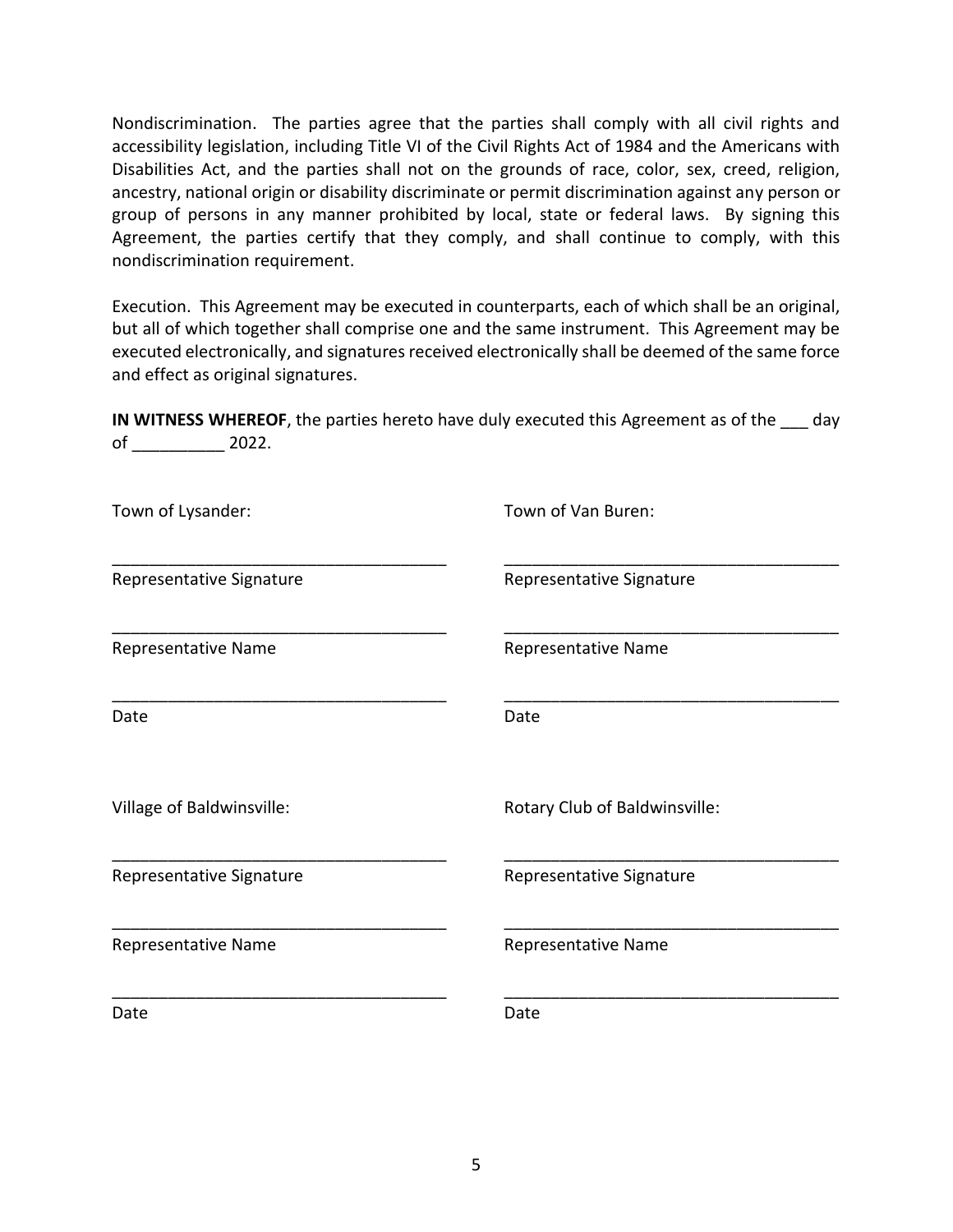Nondiscrimination. The parties agree that the parties shall comply with all civil rights and accessibility legislation, including Title VI of the Civil Rights Act of 1984 and the Americans with Disabilities Act, and the parties shall not on the grounds of race, color, sex, creed, religion, ancestry, national origin or disability discriminate or permit discrimination against any person or group of persons in any manner prohibited by local, state or federal laws. By signing this Agreement, the parties certify that they comply, and shall continue to comply, with this nondiscrimination requirement.

Execution. This Agreement may be executed in counterparts, each of which shall be an original, but all of which together shall comprise one and the same instrument. This Agreement may be executed electronically, and signatures received electronically shall be deemed of the same force and effect as original signatures.

**IN WITNESS WHEREOF**, the parties hereto have duly executed this Agreement as of the ___ day of __________ 2022.

Town of Lysander:

____________________________________
Representative Signature

____________________________________
Representative Name

____________________________________
Date

Town of Van Buren:

____________________________________
Representative Signature

____________________________________
Representative Name

____________________________________
Date

Village of Baldwinsville:

____________________________________
Representative Signature

____________________________________
Representative Name

____________________________________
Date

Rotary Club of Baldwinsville:

____________________________________
Representative Signature

____________________________________
Representative Name

____________________________________
Date